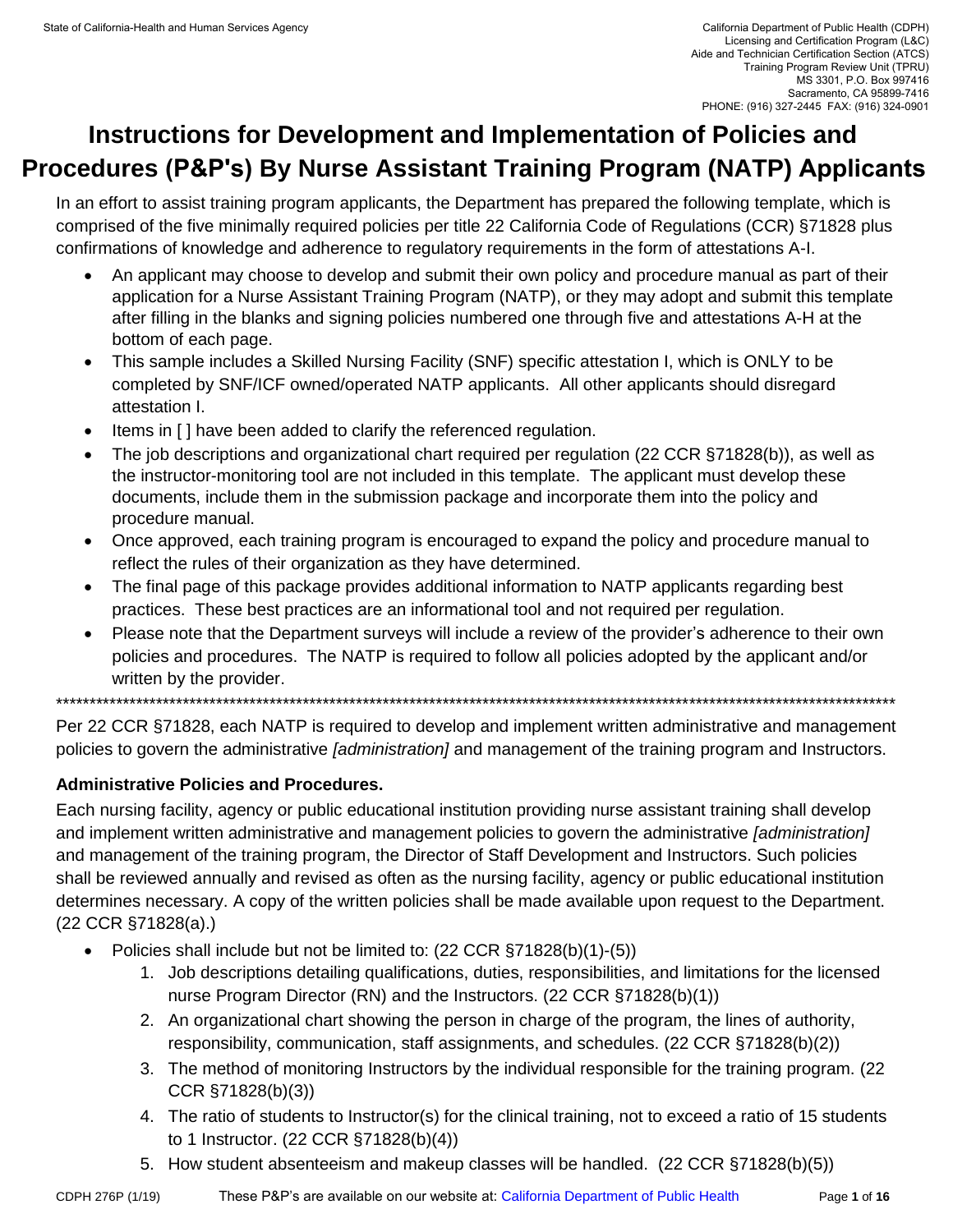State of California-Health and Human Services Agency

California Department of Public Health (CDPH)
Licensing and Certification Program (L&C)
Aide and Technician Certification Section (ATCS)
Training Program Review Unit (TPRU)
MS 3301, P.O. Box 997416
Sacramento, CA 95899-7416
PHONE: (916) 327-2445 FAX: (916) 324-0901

# Instructions for Development and Implementation of Policies and Procedures (P&P's) By Nurse Assistant Training Program (NATP) Applicants

In an effort to assist training program applicants, the Department has prepared the following template, which is comprised of the five minimally required policies per title 22 California Code of Regulations (CCR) §71828 plus confirmations of knowledge and adherence to regulatory requirements in the form of attestations A-I.

- An applicant may choose to develop and submit their own policy and procedure manual as part of their application for a Nurse Assistant Training Program (NATP), or they may adopt and submit this template after filling in the blanks and signing policies numbered one through five and attestations A-H at the bottom of each page.
- This sample includes a Skilled Nursing Facility (SNF) specific attestation I, which is ONLY to be completed by SNF/ICF owned/operated NATP applicants. All other applicants should disregard attestation I.
- Items in [ ] have been added to clarify the referenced regulation.
- The job descriptions and organizational chart required per regulation (22 CCR §71828(b)), as well as the instructor-monitoring tool are not included in this template. The applicant must develop these documents, include them in the submission package and incorporate them into the policy and procedure manual.
- Once approved, each training program is encouraged to expand the policy and procedure manual to reflect the rules of their organization as they have determined.
- The final page of this package provides additional information to NATP applicants regarding best practices. These best practices are an informational tool and not required per regulation.
- Please note that the Department surveys will include a review of the provider's adherence to their own policies and procedures. The NATP is required to follow all policies adopted by the applicant and/or written by the provider.

**************************************************************************************************************************

Per 22 CCR §71828, each NATP is required to develop and implement written administrative and management policies to govern the administrative *[administration]* and management of the training program and Instructors.

**Administrative Policies and Procedures.**

Each nursing facility, agency or public educational institution providing nurse assistant training shall develop and implement written administrative and management policies to govern the administrative *[administration]* and management of the training program, the Director of Staff Development and Instructors. Such policies shall be reviewed annually and revised as often as the nursing facility, agency or public educational institution determines necessary. A copy of the written policies shall be made available upon request to the Department. (22 CCR §71828(a).)

- Policies shall include but not be limited to: (22 CCR §71828(b)(1)-(5))
    1. Job descriptions detailing qualifications, duties, responsibilities, and limitations for the licensed nurse Program Director (RN) and the Instructors. (22 CCR §71828(b)(1))
    2. An organizational chart showing the person in charge of the program, the lines of authority, responsibility, communication, staff assignments, and schedules. (22 CCR §71828(b)(2))
    3. The method of monitoring Instructors by the individual responsible for the training program. (22 CCR §71828(b)(3))
    4. The ratio of students to Instructor(s) for the clinical training, not to exceed a ratio of 15 students to 1 Instructor. (22 CCR §71828(b)(4))
    5. How student absenteeism and makeup classes will be handled. (22 CCR §71828(b)(5))

CDPH 276P (1/19) These P&P's are available on our website at: California Department of Public Health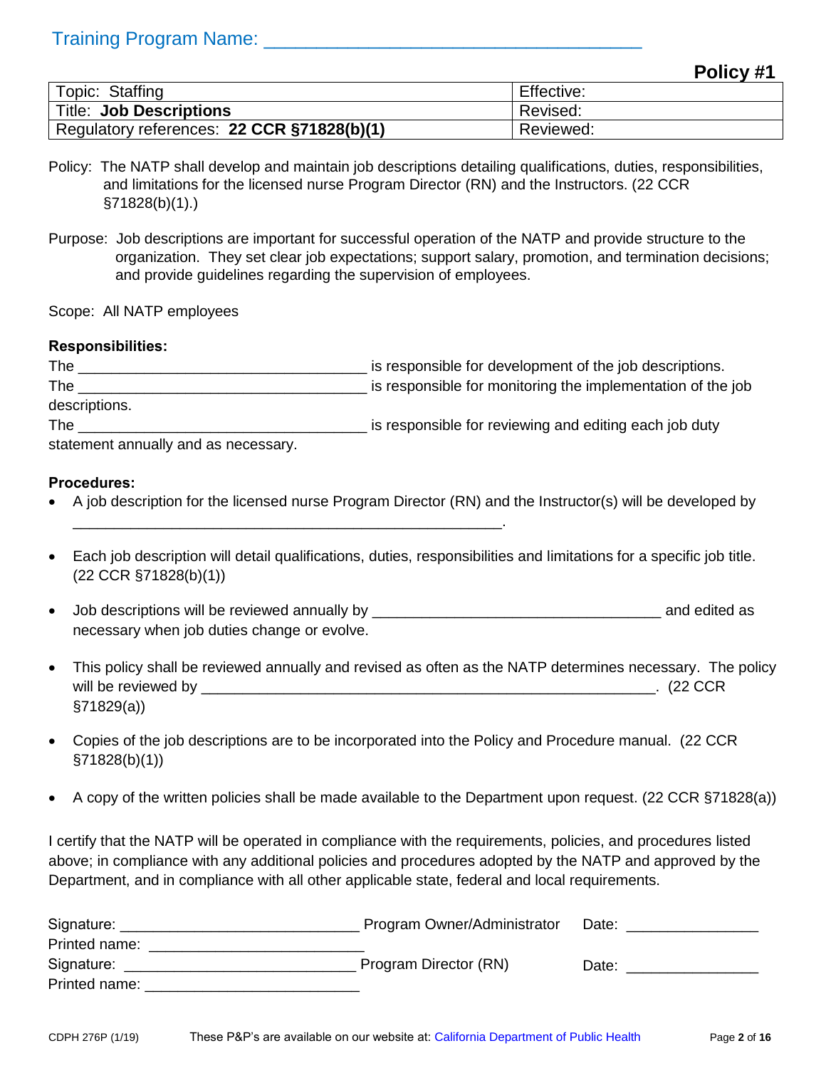Training Program Name: ___________________________________

**Policy #1**

| Topic: Staffing | Effective: |
|---|---|
| Title: **Job Descriptions** | Revised: |
| Regulatory references: **22 CCR §71828(b)(1)** | Reviewed: |

Policy: The NATP shall develop and maintain job descriptions detailing qualifications, duties, responsibilities, and limitations for the licensed nurse Program Director (RN) and the Instructors. (22 CCR §71828(b)(1).)

Purpose: Job descriptions are important for successful operation of the NATP and provide structure to the organization. They set clear job expectations; support salary, promotion, and termination decisions; and provide guidelines regarding the supervision of employees.

Scope: All NATP employees

**Responsibilities:**

The ___________________________________ is responsible for development of the job descriptions.
The ___________________________________ is responsible for monitoring the implementation of the job descriptions.
The ___________________________________ is responsible for reviewing and editing each job duty statement annually and as necessary.

**Procedures:**

- A job description for the licensed nurse Program Director (RN) and the Instructor(s) will be developed by ____________________________________________________.
- Each job description will detail qualifications, duties, responsibilities and limitations for a specific job title. (22 CCR §71828(b)(1))
- Job descriptions will be reviewed annually by ___________________________________ and edited as necessary when job duties change or evolve.
- This policy shall be reviewed annually and revised as often as the NATP determines necessary. The policy will be reviewed by _______________________________________________________. (22 CCR §71829(a))
- Copies of the job descriptions are to be incorporated into the Policy and Procedure manual. (22 CCR §71828(b)(1))
- A copy of the written policies shall be made available to the Department upon request. (22 CCR §71828(a))

I certify that the NATP will be operated in compliance with the requirements, policies, and procedures listed above; in compliance with any additional policies and procedures adopted by the NATP and approved by the Department, and in compliance with all other applicable state, federal and local requirements.

Signature: ____________________________ Program Owner/Administrator Date: ________________
Printed name: __________________________
Signature: ____________________________ Program Director (RN) Date: ________________
Printed name: __________________________

CDPH 276P (1/19) These P&P's are available on our website at: California Department of Public Health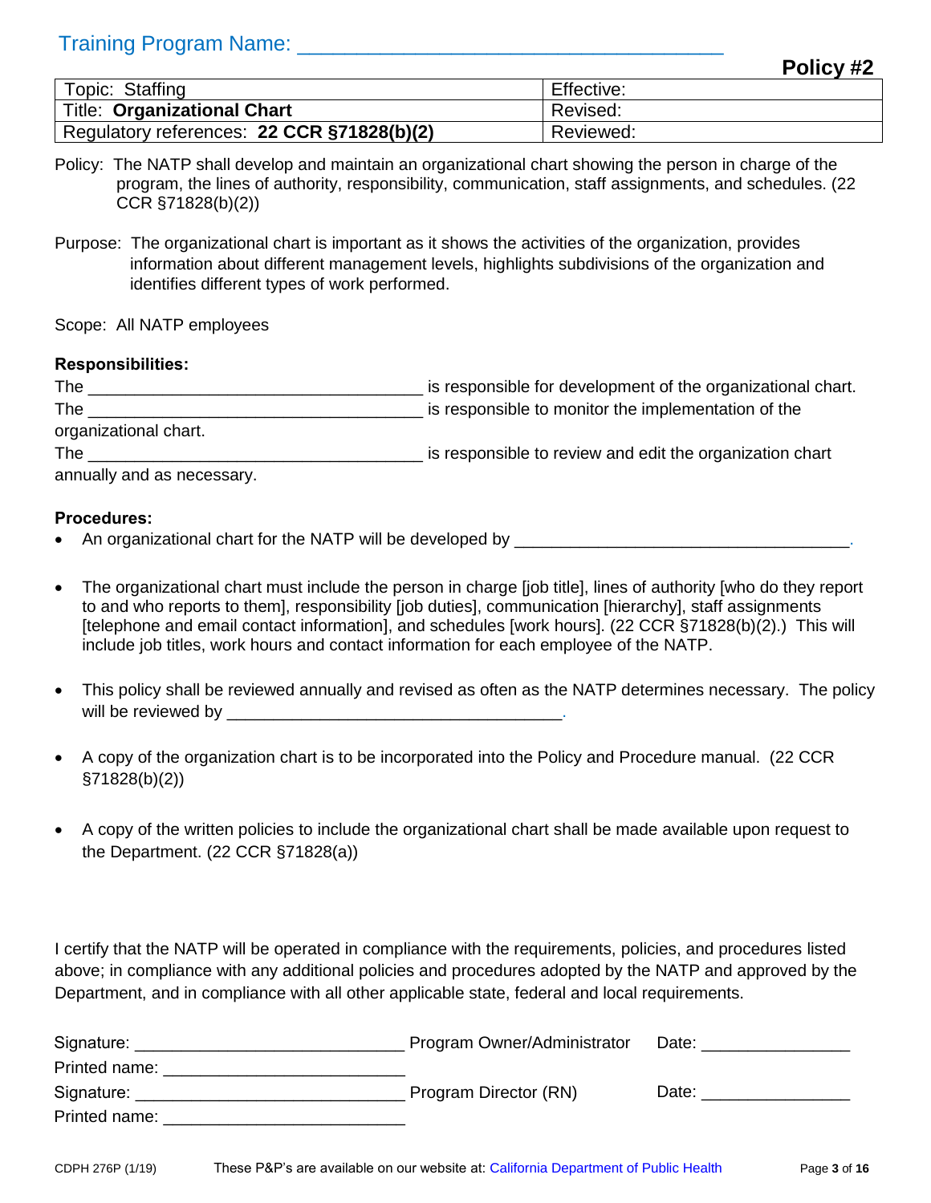Training Program Name: ___________________________________

**Policy #2**

| Topic: Staffing | Effective: |
|---|---|
| Title: **Organizational Chart** | Revised: |
| Regulatory references: **22 CCR §71828(b)(2)** | Reviewed: |

Policy: The NATP shall develop and maintain an organizational chart showing the person in charge of the program, the lines of authority, responsibility, communication, staff assignments, and schedules. (22 CCR §71828(b)(2))

Purpose: The organizational chart is important as it shows the activities of the organization, provides information about different management levels, highlights subdivisions of the organization and identifies different types of work performed.

Scope: All NATP employees

**Responsibilities:**

The ___________________________________ is responsible for development of the organizational chart.
The ___________________________________ is responsible to monitor the implementation of the organizational chart.
The ___________________________________ is responsible to review and edit the organization chart annually and as necessary.

**Procedures:**

- An organizational chart for the NATP will be developed by ___________________________________.
- The organizational chart must include the person in charge [job title], lines of authority [who do they report to and who reports to them], responsibility [job duties], communication [hierarchy], staff assignments [telephone and email contact information], and schedules [work hours]. (22 CCR §71828(b)(2).) This will include job titles, work hours and contact information for each employee of the NATP.
- This policy shall be reviewed annually and revised as often as the NATP determines necessary. The policy will be reviewed by ___________________________________.
- A copy of the organization chart is to be incorporated into the Policy and Procedure manual. (22 CCR §71828(b)(2))
- A copy of the written policies to include the organizational chart shall be made available upon request to the Department. (22 CCR §71828(a))

I certify that the NATP will be operated in compliance with the requirements, policies, and procedures listed above; in compliance with any additional policies and procedures adopted by the NATP and approved by the Department, and in compliance with all other applicable state, federal and local requirements.

Signature: ___________________________ Program Owner/Administrator Date: _______________
Printed name: ________________________
Signature: ___________________________ Program Director (RN) Date: _______________
Printed name: ________________________

CDPH 276P (1/19) These P&P's are available on our website at: California Department of Public Health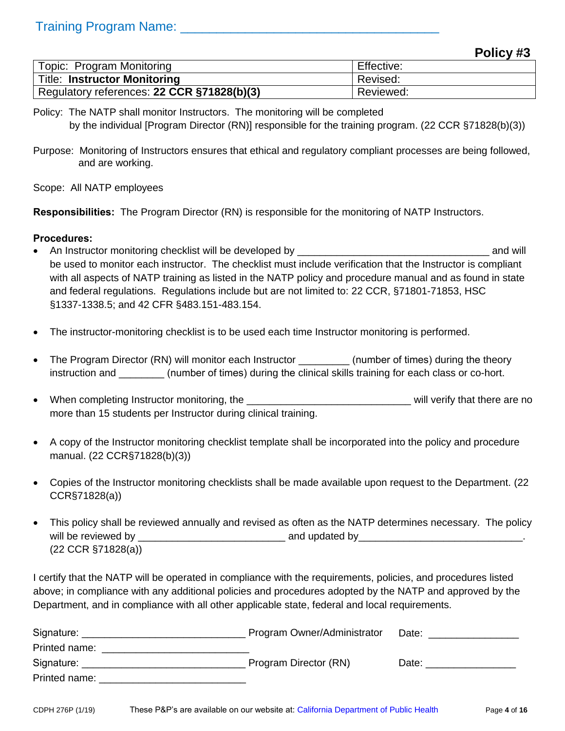Training Program Name: ___________________________________

**Policy #3**

| Topic: Program Monitoring | Effective: |
|---|---|
| Title: **Instructor Monitoring** | Revised: |
| Regulatory references: **22 CCR §71828(b)(3)** | Reviewed: |

Policy: The NATP shall monitor Instructors. The monitoring will be completed by the individual [Program Director (RN)] responsible for the training program. (22 CCR §71828(b)(3))

Purpose: Monitoring of Instructors ensures that ethical and regulatory compliant processes are being followed, and are working.

Scope: All NATP employees

**Responsibilities:** The Program Director (RN) is responsible for the monitoring of NATP Instructors.

**Procedures:**

- An Instructor monitoring checklist will be developed by _________________________________ and will be used to monitor each instructor. The checklist must include verification that the Instructor is compliant with all aspects of NATP training as listed in the NATP policy and procedure manual and as found in state and federal regulations. Regulations include but are not limited to: 22 CCR, §71801-71853, HSC §1337-1338.5; and 42 CFR §483.151-483.154.

- The instructor-monitoring checklist is to be used each time Instructor monitoring is performed.

- The Program Director (RN) will monitor each Instructor _________ (number of times) during the theory instruction and ________ (number of times) during the clinical skills training for each class or co-hort.

- When completing Instructor monitoring, the ____________________________ will verify that there are no more than 15 students per Instructor during clinical training.

- A copy of the Instructor monitoring checklist template shall be incorporated into the policy and procedure manual. (22 CCR§71828(b)(3))

- Copies of the Instructor monitoring checklists shall be made available upon request to the Department. (22 CCR§71828(a))

- This policy shall be reviewed annually and revised as often as the NATP determines necessary. The policy will be reviewed by _________________________ and updated by____________________________. (22 CCR §71828(a))

I certify that the NATP will be operated in compliance with the requirements, policies, and procedures listed above; in compliance with any additional policies and procedures adopted by the NATP and approved by the Department, and in compliance with all other applicable state, federal and local requirements.

Signature: ____________________________ Program Owner/Administrator Date: ________________
Printed name: _________________________
Signature: ____________________________ Program Director (RN) Date: ________________
Printed name: _________________________

CDPH 276P (1/19) These P&P's are available on our website at: California Department of Public Health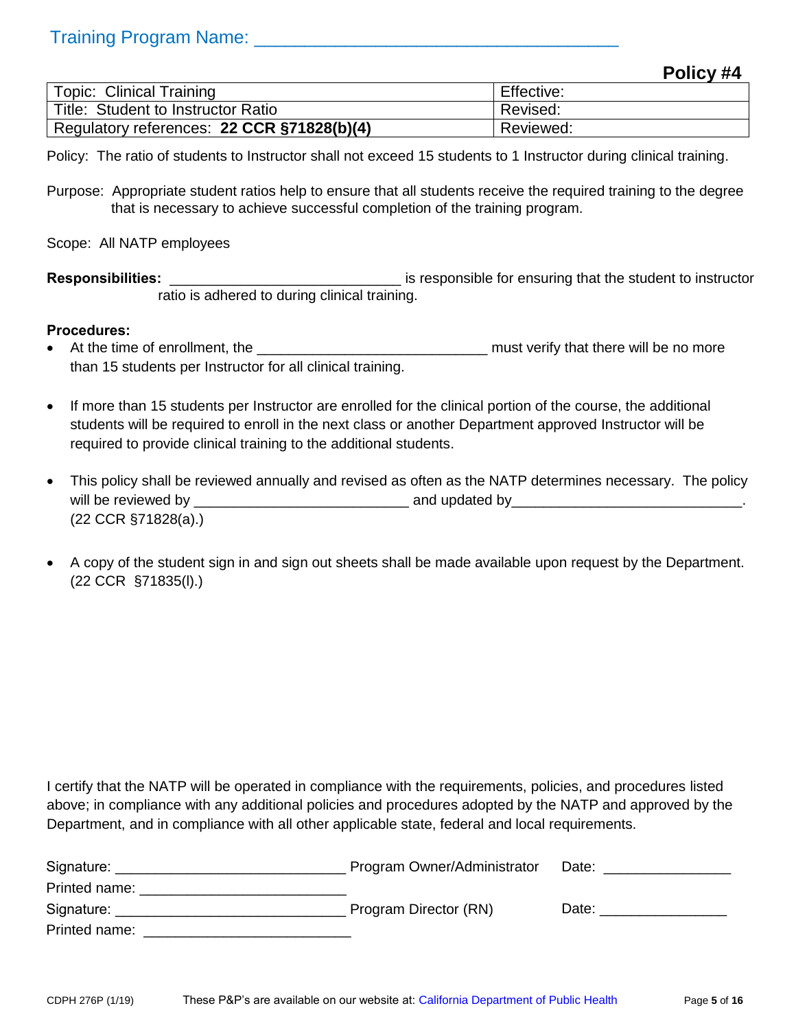Training Program Name: ___________________________________

**Policy #4**

| Topic: Clinical Training | Effective: |
|---|---|
| Title: Student to Instructor Ratio | Revised: |
| Regulatory references: **22 CCR §71828(b)(4)** | Reviewed: |

Policy: The ratio of students to Instructor shall not exceed 15 students to 1 Instructor during clinical training.

Purpose: Appropriate student ratios help to ensure that all students receive the required training to the degree that is necessary to achieve successful completion of the training program.

Scope: All NATP employees

**Responsibilities:** ____________________________ is responsible for ensuring that the student to instructor ratio is adhered to during clinical training.

**Procedures:**

- At the time of enrollment, the ____________________________ must verify that there will be no more than 15 students per Instructor for all clinical training.
- If more than 15 students per Instructor are enrolled for the clinical portion of the course, the additional students will be required to enroll in the next class or another Department approved Instructor will be required to provide clinical training to the additional students.
- This policy shall be reviewed annually and revised as often as the NATP determines necessary. The policy will be reviewed by __________________________ and updated by____________________________. (22 CCR §71828(a).)
- A copy of the student sign in and sign out sheets shall be made available upon request by the Department. (22 CCR §71835(l).)

I certify that the NATP will be operated in compliance with the requirements, policies, and procedures listed above; in compliance with any additional policies and procedures adopted by the NATP and approved by the Department, and in compliance with all other applicable state, federal and local requirements.

Signature: ____________________________ Program Owner/Administrator Date: _______________

Printed name: _________________________

Signature: ____________________________ Program Director (RN) Date: _______________

Printed name: _________________________

CDPH 276P (1/19) These P&P's are available on our website at: California Department of Public Health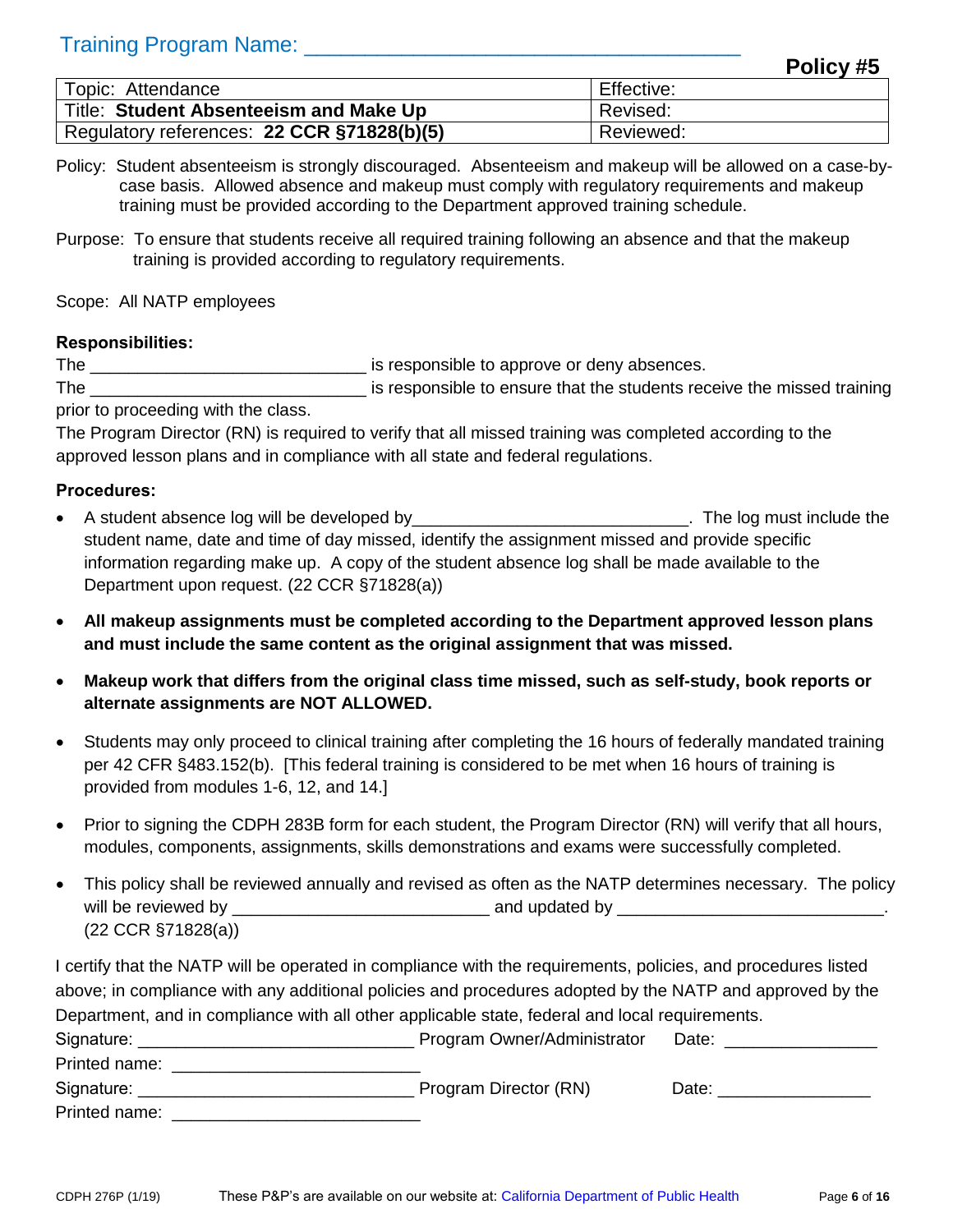Training Program Name: ___________________________________

**Policy #5**

| Topic: Attendance | Effective: |
|---|---|
| Title: **Student Absenteeism and Make Up** | Revised: |
| Regulatory references: **22 CCR §71828(b)(5)** | Reviewed: |

Policy: Student absenteeism is strongly discouraged. Absenteeism and makeup will be allowed on a case-by-case basis. Allowed absence and makeup must comply with regulatory requirements and makeup training must be provided according to the Department approved training schedule.

Purpose: To ensure that students receive all required training following an absence and that the makeup training is provided according to regulatory requirements.

Scope: All NATP employees

**Responsibilities:**

The ____________________________ is responsible to approve or deny absences.

The ____________________________ is responsible to ensure that the students receive the missed training prior to proceeding with the class.

The Program Director (RN) is required to verify that all missed training was completed according to the approved lesson plans and in compliance with all state and federal regulations.

**Procedures:**

- A student absence log will be developed by____________________________. The log must include the student name, date and time of day missed, identify the assignment missed and provide specific information regarding make up. A copy of the student absence log shall be made available to the Department upon request. (22 CCR §71828(a))
- **All makeup assignments must be completed according to the Department approved lesson plans and must include the same content as the original assignment that was missed.**
- **Makeup work that differs from the original class time missed, such as self-study, book reports or alternate assignments are NOT ALLOWED.**
- Students may only proceed to clinical training after completing the 16 hours of federally mandated training per 42 CFR §483.152(b). [This federal training is considered to be met when 16 hours of training is provided from modules 1-6, 12, and 14.]
- Prior to signing the CDPH 283B form for each student, the Program Director (RN) will verify that all hours, modules, components, assignments, skills demonstrations and exams were successfully completed.
- This policy shall be reviewed annually and revised as often as the NATP determines necessary. The policy will be reviewed by __________________________ and updated by ____________________________. (22 CCR §71828(a))

I certify that the NATP will be operated in compliance with the requirements, policies, and procedures listed above; in compliance with any additional policies and procedures adopted by the NATP and approved by the Department, and in compliance with all other applicable state, federal and local requirements.

Signature: ____________________________ Program Owner/Administrator Date: ________________

Printed name: __________________________

Signature: ____________________________ Program Director (RN) Date: ________________

Printed name: __________________________

CDPH 276P (1/19) These P&P's are available on our website at: California Department of Public Health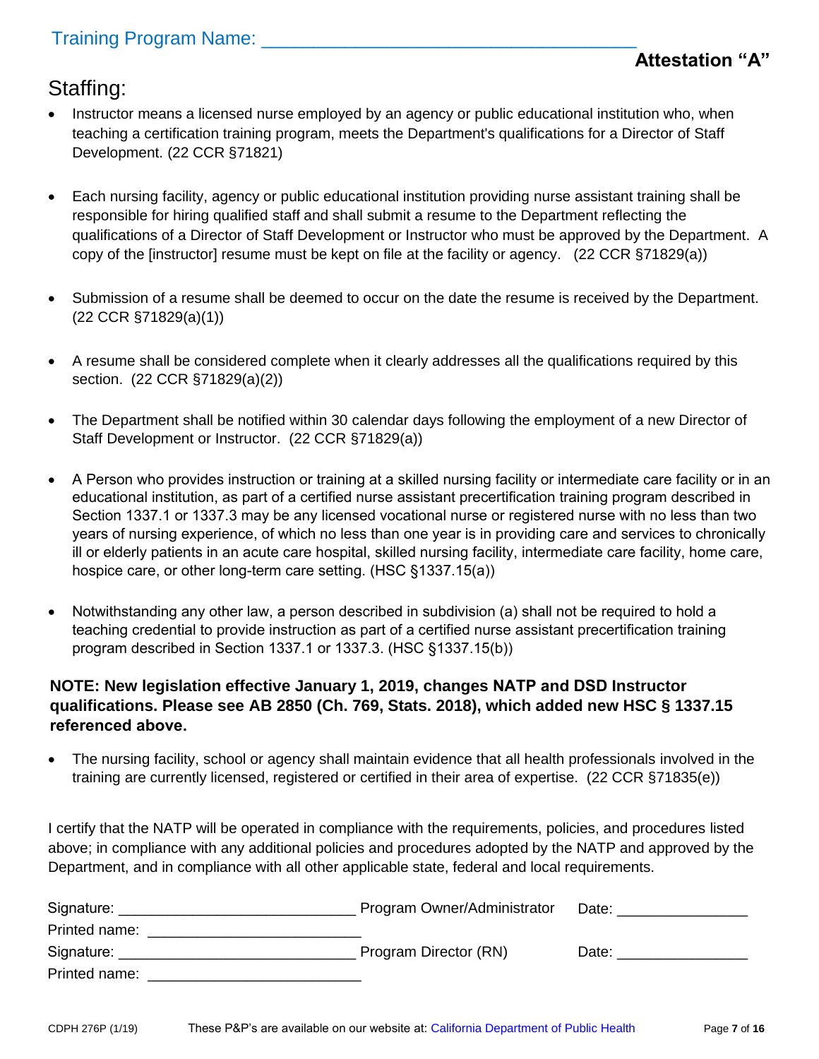Training Program Name: ___________________________________

**Attestation "A"**

## Staffing:

- Instructor means a licensed nurse employed by an agency or public educational institution who, when teaching a certification training program, meets the Department's qualifications for a Director of Staff Development. (22 CCR §71821)

- Each nursing facility, agency or public educational institution providing nurse assistant training shall be responsible for hiring qualified staff and shall submit a resume to the Department reflecting the qualifications of a Director of Staff Development or Instructor who must be approved by the Department. A copy of the [instructor] resume must be kept on file at the facility or agency. (22 CCR §71829(a))

- Submission of a resume shall be deemed to occur on the date the resume is received by the Department. (22 CCR §71829(a)(1))

- A resume shall be considered complete when it clearly addresses all the qualifications required by this section. (22 CCR §71829(a)(2))

- The Department shall be notified within 30 calendar days following the employment of a new Director of Staff Development or Instructor. (22 CCR §71829(a))

- A Person who provides instruction or training at a skilled nursing facility or intermediate care facility or in an educational institution, as part of a certified nurse assistant precertification training program described in Section 1337.1 or 1337.3 may be any licensed vocational nurse or registered nurse with no less than two years of nursing experience, of which no less than one year is in providing care and services to chronically ill or elderly patients in an acute care hospital, skilled nursing facility, intermediate care facility, home care, hospice care, or other long-term care setting. (HSC §1337.15(a))

- Notwithstanding any other law, a person described in subdivision (a) shall not be required to hold a teaching credential to provide instruction as part of a certified nurse assistant precertification training program described in Section 1337.1 or 1337.3. (HSC §1337.15(b))

**NOTE: New legislation effective January 1, 2019, changes NATP and DSD Instructor qualifications. Please see AB 2850 (Ch. 769, Stats. 2018), which added new HSC § 1337.15 referenced above.**

- The nursing facility, school or agency shall maintain evidence that all health professionals involved in the training are currently licensed, registered or certified in their area of expertise. (22 CCR §71835(e))

I certify that the NATP will be operated in compliance with the requirements, policies, and procedures listed above; in compliance with any additional policies and procedures adopted by the NATP and approved by the Department, and in compliance with all other applicable state, federal and local requirements.

Signature: ____________________________ Program Owner/Administrator Date: ______________

Printed name: _________________________

Signature: ____________________________ Program Director (RN) Date: ______________

Printed name: _________________________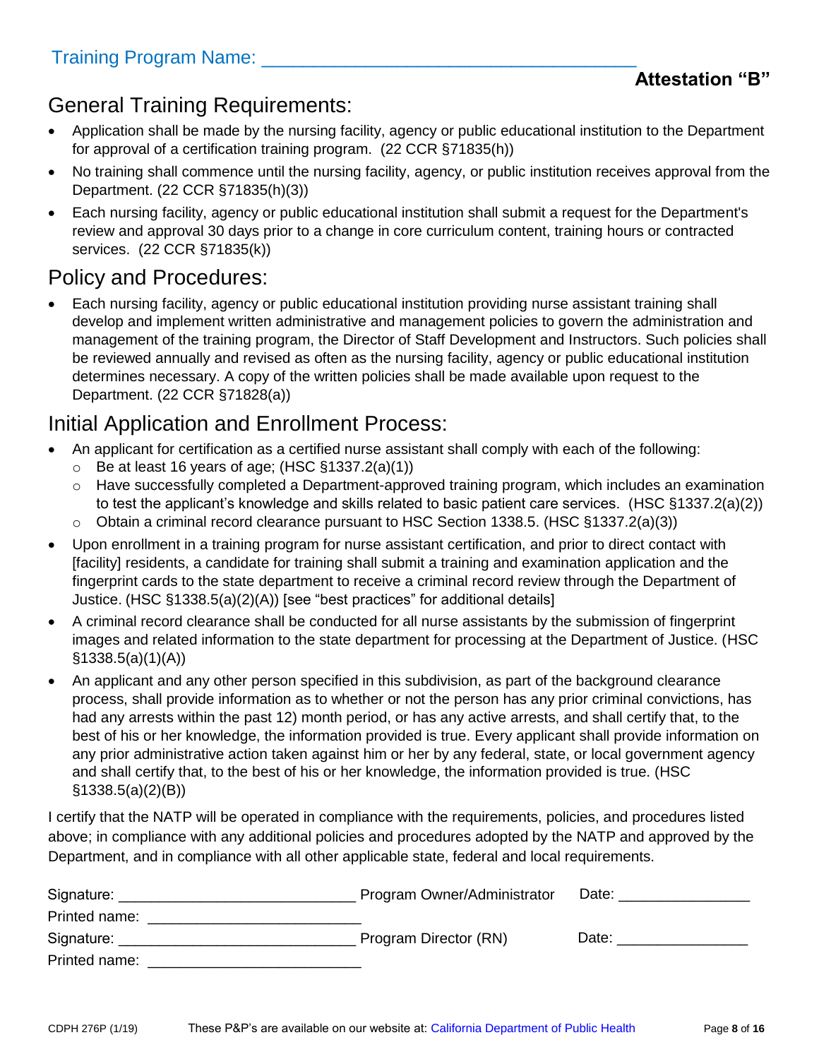Training Program Name: ___________________________________

**Attestation "B"**

## General Training Requirements:

- Application shall be made by the nursing facility, agency or public educational institution to the Department for approval of a certification training program. (22 CCR §71835(h))
- No training shall commence until the nursing facility, agency, or public institution receives approval from the Department. (22 CCR §71835(h)(3))
- Each nursing facility, agency or public educational institution shall submit a request for the Department's review and approval 30 days prior to a change in core curriculum content, training hours or contracted services. (22 CCR §71835(k))

## Policy and Procedures:

- Each nursing facility, agency or public educational institution providing nurse assistant training shall develop and implement written administrative and management policies to govern the administration and management of the training program, the Director of Staff Development and Instructors. Such policies shall be reviewed annually and revised as often as the nursing facility, agency or public educational institution determines necessary. A copy of the written policies shall be made available upon request to the Department. (22 CCR §71828(a))

## Initial Application and Enrollment Process:

- An applicant for certification as a certified nurse assistant shall comply with each of the following:
  - Be at least 16 years of age; (HSC §1337.2(a)(1))
  - Have successfully completed a Department-approved training program, which includes an examination to test the applicant's knowledge and skills related to basic patient care services. (HSC §1337.2(a)(2))
  - Obtain a criminal record clearance pursuant to HSC Section 1338.5. (HSC §1337.2(a)(3))
- Upon enrollment in a training program for nurse assistant certification, and prior to direct contact with [facility] residents, a candidate for training shall submit a training and examination application and the fingerprint cards to the state department to receive a criminal record review through the Department of Justice. (HSC §1338.5(a)(2)(A)) [see "best practices" for additional details]
- A criminal record clearance shall be conducted for all nurse assistants by the submission of fingerprint images and related information to the state department for processing at the Department of Justice. (HSC §1338.5(a)(1)(A))
- An applicant and any other person specified in this subdivision, as part of the background clearance process, shall provide information as to whether or not the person has any prior criminal convictions, has had any arrests within the past 12) month period, or has any active arrests, and shall certify that, to the best of his or her knowledge, the information provided is true. Every applicant shall provide information on any prior administrative action taken against him or her by any federal, state, or local government agency and shall certify that, to the best of his or her knowledge, the information provided is true. (HSC §1338.5(a)(2)(B))

I certify that the NATP will be operated in compliance with the requirements, policies, and procedures listed above; in compliance with any additional policies and procedures adopted by the NATP and approved by the Department, and in compliance with all other applicable state, federal and local requirements.

Signature: ____________________________ Program Owner/Administrator Date: ________________

Printed name: __________________________

Signature: ____________________________ Program Director (RN) Date: ________________

Printed name: __________________________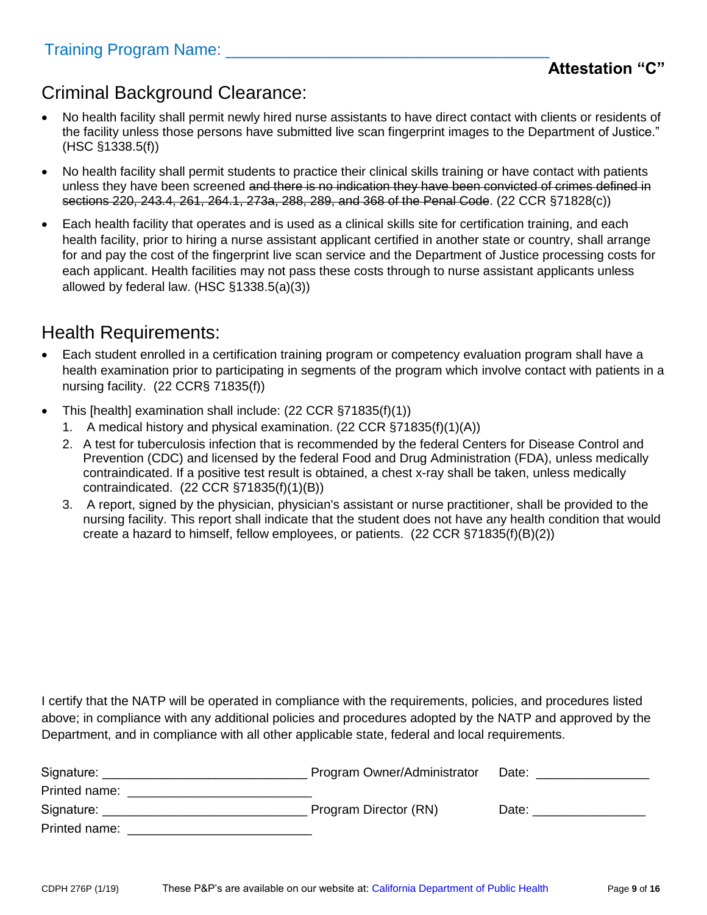Training Program Name: ___________________________________

**Attestation "C"**

## Criminal Background Clearance:

- No health facility shall permit newly hired nurse assistants to have direct contact with clients or residents of the facility unless those persons have submitted live scan fingerprint images to the Department of Justice." (HSC §1338.5(f))
- No health facility shall permit students to practice their clinical skills training or have contact with patients unless they have been screened ~~and there is no indication they have been convicted of crimes defined in sections 220, 243.4, 261, 264.1, 273a, 288, 289, and 368 of the Penal Code~~. (22 CCR §71828(c))
- Each health facility that operates and is used as a clinical skills site for certification training, and each health facility, prior to hiring a nurse assistant applicant certified in another state or country, shall arrange for and pay the cost of the fingerprint live scan service and the Department of Justice processing costs for each applicant. Health facilities may not pass these costs through to nurse assistant applicants unless allowed by federal law. (HSC §1338.5(a)(3))

## Health Requirements:

- Each student enrolled in a certification training program or competency evaluation program shall have a health examination prior to participating in segments of the program which involve contact with patients in a nursing facility. (22 CCR§ 71835(f))
- This [health] examination shall include: (22 CCR §71835(f)(1))
  1. A medical history and physical examination. (22 CCR §71835(f)(1)(A))
  2. A test for tuberculosis infection that is recommended by the federal Centers for Disease Control and Prevention (CDC) and licensed by the federal Food and Drug Administration (FDA), unless medically contraindicated. If a positive test result is obtained, a chest x-ray shall be taken, unless medically contraindicated. (22 CCR §71835(f)(1)(B))
  3. A report, signed by the physician, physician's assistant or nurse practitioner, shall be provided to the nursing facility. This report shall indicate that the student does not have any health condition that would create a hazard to himself, fellow employees, or patients. (22 CCR §71835(f)(B)(2))

I certify that the NATP will be operated in compliance with the requirements, policies, and procedures listed above; in compliance with any additional policies and procedures adopted by the NATP and approved by the Department, and in compliance with all other applicable state, federal and local requirements.

Signature: ____________________________ Program Owner/Administrator Date: ________________

Printed name: _________________________

Signature: ____________________________ Program Director (RN) Date: ________________

Printed name: _________________________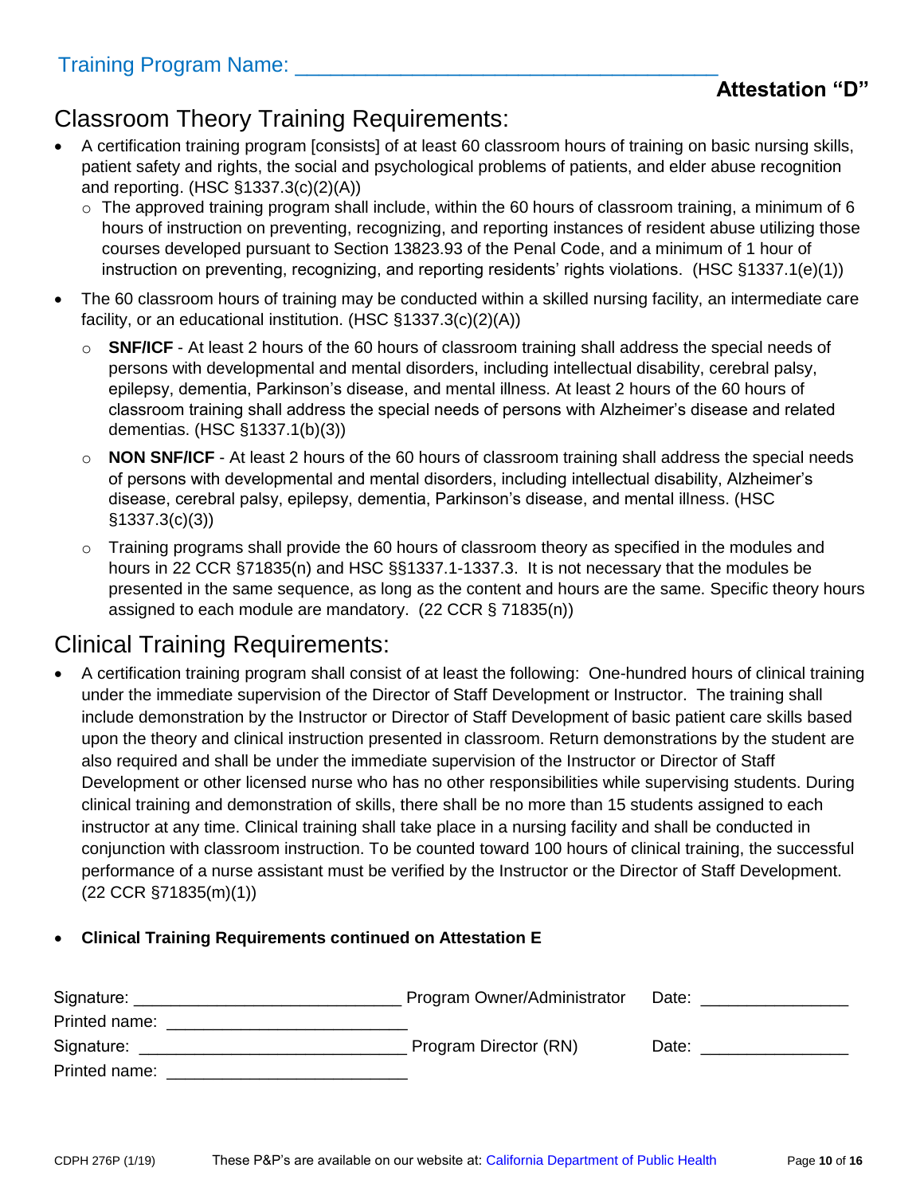Training Program Name: ___________________________________

**Attestation "D"**

## Classroom Theory Training Requirements:

- A certification training program [consists] of at least 60 classroom hours of training on basic nursing skills, patient safety and rights, the social and psychological problems of patients, and elder abuse recognition and reporting. (HSC §1337.3(c)(2)(A))
  - The approved training program shall include, within the 60 hours of classroom training, a minimum of 6 hours of instruction on preventing, recognizing, and reporting instances of resident abuse utilizing those courses developed pursuant to Section 13823.93 of the Penal Code, and a minimum of 1 hour of instruction on preventing, recognizing, and reporting residents' rights violations. (HSC §1337.1(e)(1))
- The 60 classroom hours of training may be conducted within a skilled nursing facility, an intermediate care facility, or an educational institution. (HSC §1337.3(c)(2)(A))
  - **SNF/ICF** - At least 2 hours of the 60 hours of classroom training shall address the special needs of persons with developmental and mental disorders, including intellectual disability, cerebral palsy, epilepsy, dementia, Parkinson's disease, and mental illness. At least 2 hours of the 60 hours of classroom training shall address the special needs of persons with Alzheimer's disease and related dementias. (HSC §1337.1(b)(3))
  - **NON SNF/ICF** - At least 2 hours of the 60 hours of classroom training shall address the special needs of persons with developmental and mental disorders, including intellectual disability, Alzheimer's disease, cerebral palsy, epilepsy, dementia, Parkinson's disease, and mental illness. (HSC §1337.3(c)(3))
  - Training programs shall provide the 60 hours of classroom theory as specified in the modules and hours in 22 CCR §71835(n) and HSC §§1337.1-1337.3. It is not necessary that the modules be presented in the same sequence, as long as the content and hours are the same. Specific theory hours assigned to each module are mandatory. (22 CCR § 71835(n))

## Clinical Training Requirements:

- A certification training program shall consist of at least the following: One-hundred hours of clinical training under the immediate supervision of the Director of Staff Development or Instructor. The training shall include demonstration by the Instructor or Director of Staff Development of basic patient care skills based upon the theory and clinical instruction presented in classroom. Return demonstrations by the student are also required and shall be under the immediate supervision of the Instructor or Director of Staff Development or other licensed nurse who has no other responsibilities while supervising students. During clinical training and demonstration of skills, there shall be no more than 15 students assigned to each instructor at any time. Clinical training shall take place in a nursing facility and shall be conducted in conjunction with classroom instruction. To be counted toward 100 hours of clinical training, the successful performance of a nurse assistant must be verified by the Instructor or the Director of Staff Development. (22 CCR §71835(m)(1))

- **Clinical Training Requirements continued on Attestation E**

Signature: ____________________________ Program Owner/Administrator Date: ________________

Printed name: _________________________

Signature: ____________________________ Program Director (RN) Date: ________________

Printed name: _________________________

CDPH 276P (1/19) These P&P's are available on our website at: California Department of Public Health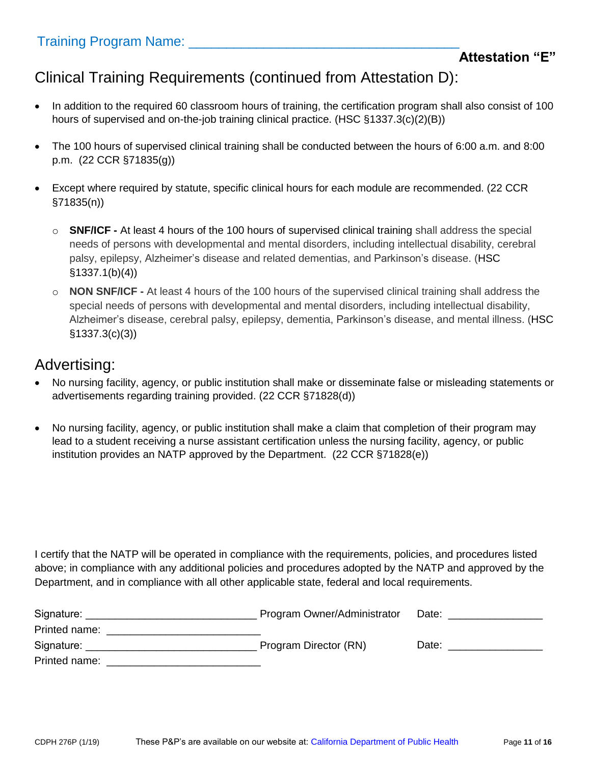Training Program Name: ___________________________________

**Attestation "E"**

## Clinical Training Requirements (continued from Attestation D):

- In addition to the required 60 classroom hours of training, the certification program shall also consist of 100 hours of supervised and on-the-job training clinical practice. (HSC §1337.3(c)(2)(B))
- The 100 hours of supervised clinical training shall be conducted between the hours of 6:00 a.m. and 8:00 p.m. (22 CCR §71835(g))
- Except where required by statute, specific clinical hours for each module are recommended. (22 CCR §71835(n))
  - **SNF/ICF -** At least 4 hours of the 100 hours of supervised clinical training shall address the special needs of persons with developmental and mental disorders, including intellectual disability, cerebral palsy, epilepsy, Alzheimer's disease and related dementias, and Parkinson's disease. (HSC §1337.1(b)(4))
  - **NON SNF/ICF -** At least 4 hours of the 100 hours of the supervised clinical training shall address the special needs of persons with developmental and mental disorders, including intellectual disability, Alzheimer's disease, cerebral palsy, epilepsy, dementia, Parkinson's disease, and mental illness. (HSC §1337.3(c)(3))

## Advertising:

- No nursing facility, agency, or public institution shall make or disseminate false or misleading statements or advertisements regarding training provided. (22 CCR §71828(d))
- No nursing facility, agency, or public institution shall make a claim that completion of their program may lead to a student receiving a nurse assistant certification unless the nursing facility, agency, or public institution provides an NATP approved by the Department. (22 CCR §71828(e))

I certify that the NATP will be operated in compliance with the requirements, policies, and procedures listed above; in compliance with any additional policies and procedures adopted by the NATP and approved by the Department, and in compliance with all other applicable state, federal and local requirements.

Signature: ___________________________ Program Owner/Administrator Date: _______________

Printed name: ________________________

Signature: ___________________________ Program Director (RN) Date: _______________

Printed name: ________________________

CDPH 276P (1/19) These P&P's are available on our website at: California Department of Public Health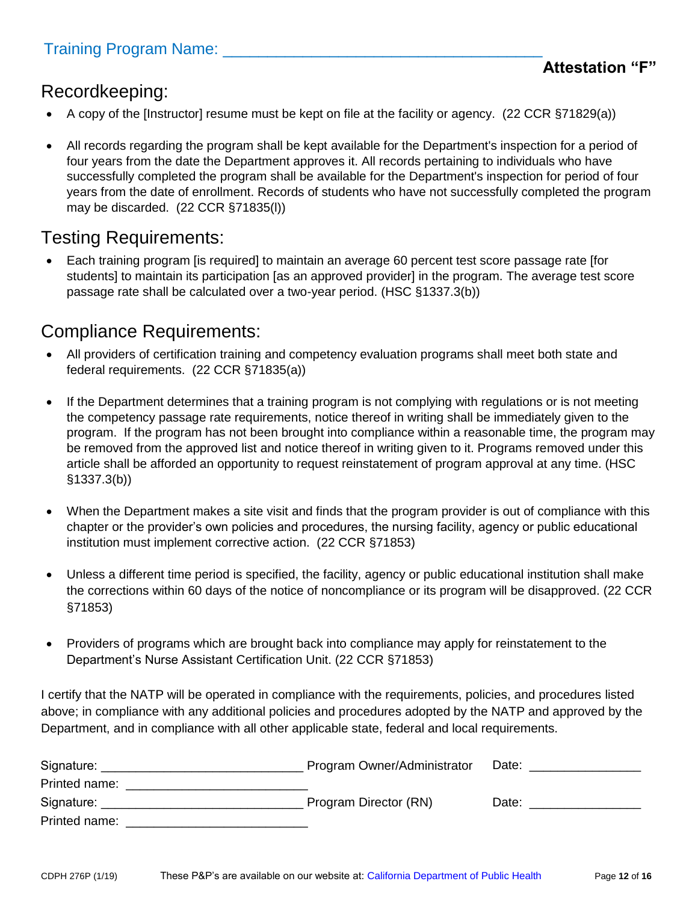Training Program Name: ___________________________________

**Attestation "F"**

## Recordkeeping:

- A copy of the [Instructor] resume must be kept on file at the facility or agency. (22 CCR §71829(a))
- All records regarding the program shall be kept available for the Department's inspection for a period of four years from the date the Department approves it. All records pertaining to individuals who have successfully completed the program shall be available for the Department's inspection for period of four years from the date of enrollment. Records of students who have not successfully completed the program may be discarded. (22 CCR §71835(l))

## Testing Requirements:

- Each training program [is required] to maintain an average 60 percent test score passage rate [for students] to maintain its participation [as an approved provider] in the program. The average test score passage rate shall be calculated over a two-year period. (HSC §1337.3(b))

## Compliance Requirements:

- All providers of certification training and competency evaluation programs shall meet both state and federal requirements. (22 CCR §71835(a))
- If the Department determines that a training program is not complying with regulations or is not meeting the competency passage rate requirements, notice thereof in writing shall be immediately given to the program. If the program has not been brought into compliance within a reasonable time, the program may be removed from the approved list and notice thereof in writing given to it. Programs removed under this article shall be afforded an opportunity to request reinstatement of program approval at any time. (HSC §1337.3(b))
- When the Department makes a site visit and finds that the program provider is out of compliance with this chapter or the provider's own policies and procedures, the nursing facility, agency or public educational institution must implement corrective action. (22 CCR §71853)
- Unless a different time period is specified, the facility, agency or public educational institution shall make the corrections within 60 days of the notice of noncompliance or its program will be disapproved. (22 CCR §71853)
- Providers of programs which are brought back into compliance may apply for reinstatement to the Department's Nurse Assistant Certification Unit. (22 CCR §71853)

I certify that the NATP will be operated in compliance with the requirements, policies, and procedures listed above; in compliance with any additional policies and procedures adopted by the NATP and approved by the Department, and in compliance with all other applicable state, federal and local requirements.

Signature: ____________________________ Program Owner/Administrator Date: ________________

Printed name: __________________________

Signature: ____________________________ Program Director (RN) Date: ________________

Printed name: __________________________

CDPH 276P (1/19) These P&P's are available on our website at: California Department of Public Health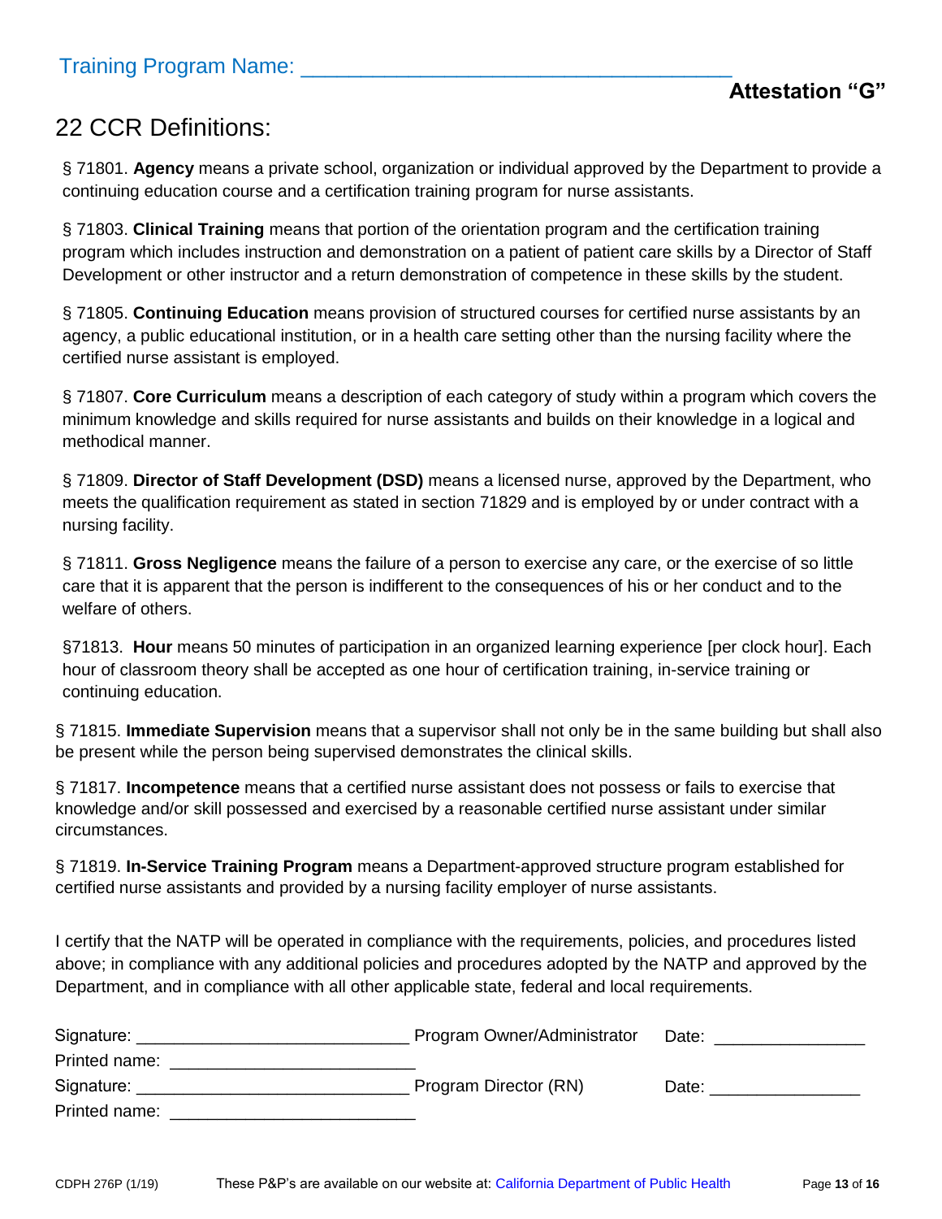Training Program Name: ___________________________________

**Attestation "G"**

# 22 CCR Definitions:

§ 71801. **Agency** means a private school, organization or individual approved by the Department to provide a continuing education course and a certification training program for nurse assistants.

§ 71803. **Clinical Training** means that portion of the orientation program and the certification training program which includes instruction and demonstration on a patient of patient care skills by a Director of Staff Development or other instructor and a return demonstration of competence in these skills by the student.

§ 71805. **Continuing Education** means provision of structured courses for certified nurse assistants by an agency, a public educational institution, or in a health care setting other than the nursing facility where the certified nurse assistant is employed.

§ 71807. **Core Curriculum** means a description of each category of study within a program which covers the minimum knowledge and skills required for nurse assistants and builds on their knowledge in a logical and methodical manner.

§ 71809. **Director of Staff Development (DSD)** means a licensed nurse, approved by the Department, who meets the qualification requirement as stated in section 71829 and is employed by or under contract with a nursing facility.

§ 71811. **Gross Negligence** means the failure of a person to exercise any care, or the exercise of so little care that it is apparent that the person is indifferent to the consequences of his or her conduct and to the welfare of others.

§71813. **Hour** means 50 minutes of participation in an organized learning experience [per clock hour]. Each hour of classroom theory shall be accepted as one hour of certification training, in-service training or continuing education.

§ 71815. **Immediate Supervision** means that a supervisor shall not only be in the same building but shall also be present while the person being supervised demonstrates the clinical skills.

§ 71817. **Incompetence** means that a certified nurse assistant does not possess or fails to exercise that knowledge and/or skill possessed and exercised by a reasonable certified nurse assistant under similar circumstances.

§ 71819. **In-Service Training Program** means a Department-approved structure program established for certified nurse assistants and provided by a nursing facility employer of nurse assistants.

I certify that the NATP will be operated in compliance with the requirements, policies, and procedures listed above; in compliance with any additional policies and procedures adopted by the NATP and approved by the Department, and in compliance with all other applicable state, federal and local requirements.

Signature: ___________________________ Program Owner/Administrator Date: _______________

Printed name: ________________________

Signature: ___________________________ Program Director (RN) Date: _______________

Printed name: ________________________

CDPH 276P (1/19) These P&P's are available on our website at: California Department of Public Health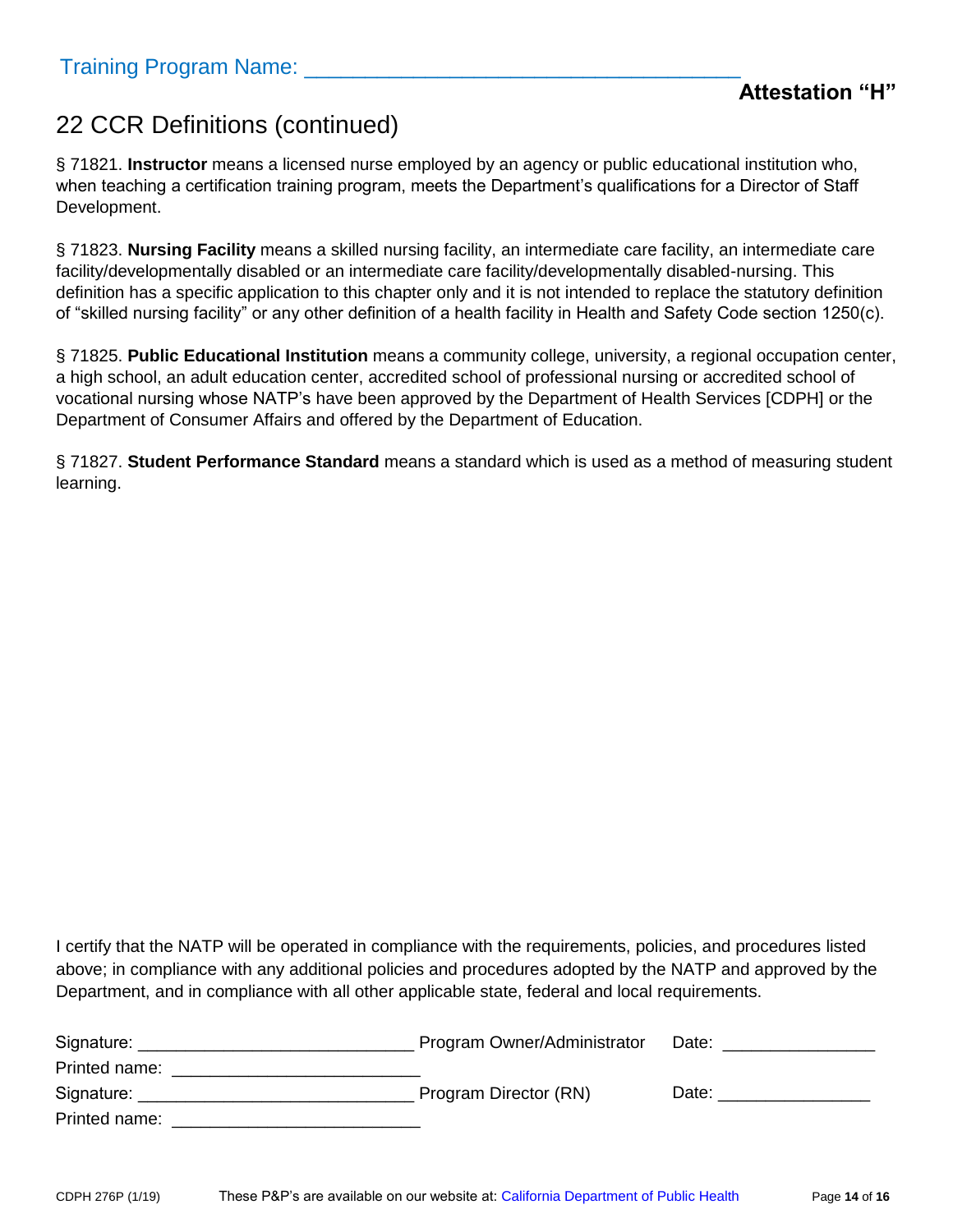Training Program Name: ___________________________________

**Attestation "H"**

# 22 CCR Definitions (continued)

§ 71821. **Instructor** means a licensed nurse employed by an agency or public educational institution who, when teaching a certification training program, meets the Department's qualifications for a Director of Staff Development.

§ 71823. **Nursing Facility** means a skilled nursing facility, an intermediate care facility, an intermediate care facility/developmentally disabled or an intermediate care facility/developmentally disabled-nursing. This definition has a specific application to this chapter only and it is not intended to replace the statutory definition of "skilled nursing facility" or any other definition of a health facility in Health and Safety Code section 1250(c).

§ 71825. **Public Educational Institution** means a community college, university, a regional occupation center, a high school, an adult education center, accredited school of professional nursing or accredited school of vocational nursing whose NATP's have been approved by the Department of Health Services [CDPH] or the Department of Consumer Affairs and offered by the Department of Education.

§ 71827. **Student Performance Standard** means a standard which is used as a method of measuring student learning.

I certify that the NATP will be operated in compliance with the requirements, policies, and procedures listed above; in compliance with any additional policies and procedures adopted by the NATP and approved by the Department, and in compliance with all other applicable state, federal and local requirements.

Signature: ___________________________ Program Owner/Administrator Date: _______________

Printed name: _________________________

Signature: ___________________________ Program Director (RN) Date: _______________

Printed name: _________________________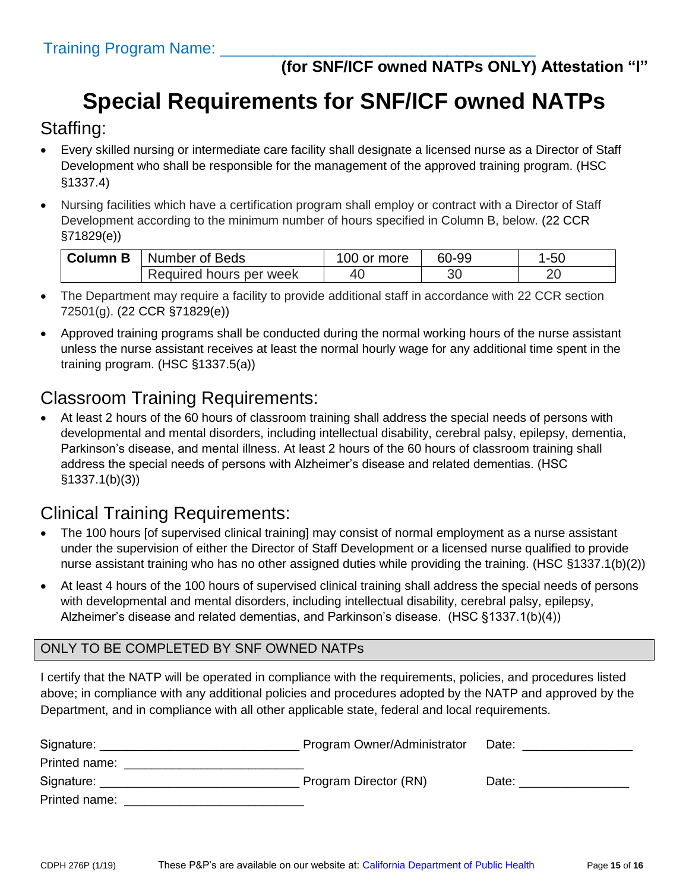Training Program Name: ___________________________________

**(for SNF/ICF owned NATPs ONLY) Attestation "I"**

# Special Requirements for SNF/ICF owned NATPs

## Staffing:

- Every skilled nursing or intermediate care facility shall designate a licensed nurse as a Director of Staff Development who shall be responsible for the management of the approved training program. (HSC §1337.4)
- Nursing facilities which have a certification program shall employ or contract with a Director of Staff Development according to the minimum number of hours specified in Column B, below. (22 CCR §71829(e))

| Column B | Number of Beds | 100 or more | 60-99 | 1-50 |
|---|---|---|---|---|
| | Required hours per week | 40 | 30 | 20 |

- The Department may require a facility to provide additional staff in accordance with 22 CCR section 72501(g). (22 CCR §71829(e))
- Approved training programs shall be conducted during the normal working hours of the nurse assistant unless the nurse assistant receives at least the normal hourly wage for any additional time spent in the training program. (HSC §1337.5(a))

## Classroom Training Requirements:

- At least 2 hours of the 60 hours of classroom training shall address the special needs of persons with developmental and mental disorders, including intellectual disability, cerebral palsy, epilepsy, dementia, Parkinson's disease, and mental illness. At least 2 hours of the 60 hours of classroom training shall address the special needs of persons with Alzheimer's disease and related dementias. (HSC §1337.1(b)(3))

## Clinical Training Requirements:

- The 100 hours [of supervised clinical training] may consist of normal employment as a nurse assistant under the supervision of either the Director of Staff Development or a licensed nurse qualified to provide nurse assistant training who has no other assigned duties while providing the training. (HSC §1337.1(b)(2))
- At least 4 hours of the 100 hours of supervised clinical training shall address the special needs of persons with developmental and mental disorders, including intellectual disability, cerebral palsy, epilepsy, Alzheimer's disease and related dementias, and Parkinson's disease. (HSC §1337.1(b)(4))

| ONLY TO BE COMPLETED BY SNF OWNED NATPs |
|---|

I certify that the NATP will be operated in compliance with the requirements, policies, and procedures listed above; in compliance with any additional policies and procedures adopted by the NATP and approved by the Department, and in compliance with all other applicable state, federal and local requirements.

Signature: ___________________________ Program Owner/Administrator Date: _______________

Printed name: ________________________

Signature: ___________________________ Program Director (RN) Date: _______________

Printed name: ________________________

CDPH 276P (1/19) These P&P's are available on our website at: California Department of Public Health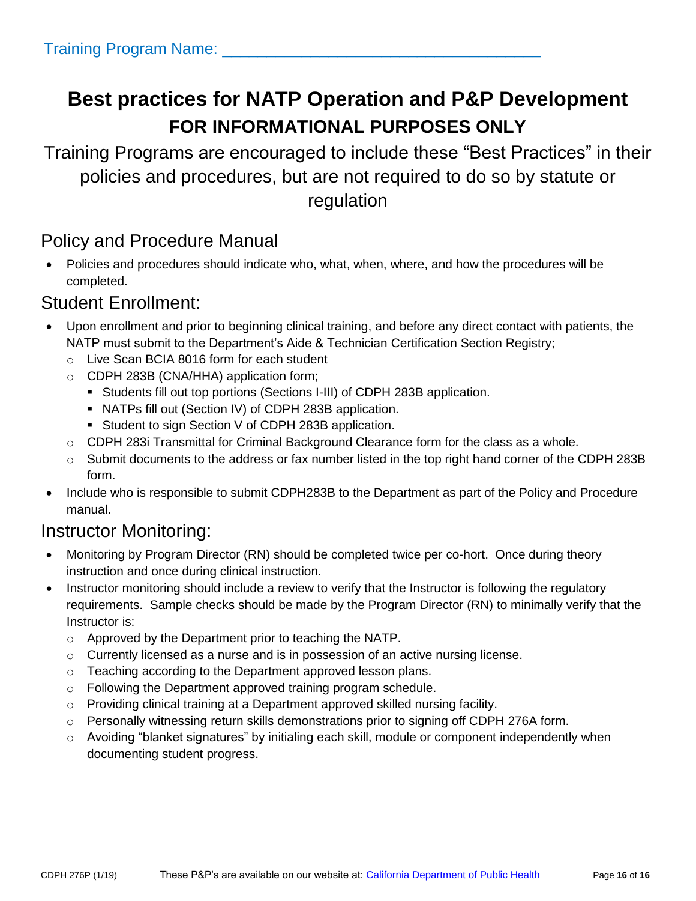Training Program Name: ___________________________________

# Best practices for NATP Operation and P&P Development

## FOR INFORMATIONAL PURPOSES ONLY

Training Programs are encouraged to include these "Best Practices" in their policies and procedures, but are not required to do so by statute or regulation

## Policy and Procedure Manual

- Policies and procedures should indicate who, what, when, where, and how the procedures will be completed.

## Student Enrollment:

- Upon enrollment and prior to beginning clinical training, and before any direct contact with patients, the NATP must submit to the Department's Aide & Technician Certification Section Registry;
  - Live Scan BCIA 8016 form for each student
  - CDPH 283B (CNA/HHA) application form;
    - Students fill out top portions (Sections I-III) of CDPH 283B application.
    - NATPs fill out (Section IV) of CDPH 283B application.
    - Student to sign Section V of CDPH 283B application.
  - CDPH 283i Transmittal for Criminal Background Clearance form for the class as a whole.
  - Submit documents to the address or fax number listed in the top right hand corner of the CDPH 283B form.
- Include who is responsible to submit CDPH283B to the Department as part of the Policy and Procedure manual.

## Instructor Monitoring:

- Monitoring by Program Director (RN) should be completed twice per co-hort. Once during theory instruction and once during clinical instruction.
- Instructor monitoring should include a review to verify that the Instructor is following the regulatory requirements. Sample checks should be made by the Program Director (RN) to minimally verify that the Instructor is:
  - Approved by the Department prior to teaching the NATP.
  - Currently licensed as a nurse and is in possession of an active nursing license.
  - Teaching according to the Department approved lesson plans.
  - Following the Department approved training program schedule.
  - Providing clinical training at a Department approved skilled nursing facility.
  - Personally witnessing return skills demonstrations prior to signing off CDPH 276A form.
  - Avoiding "blanket signatures" by initialing each skill, module or component independently when documenting student progress.